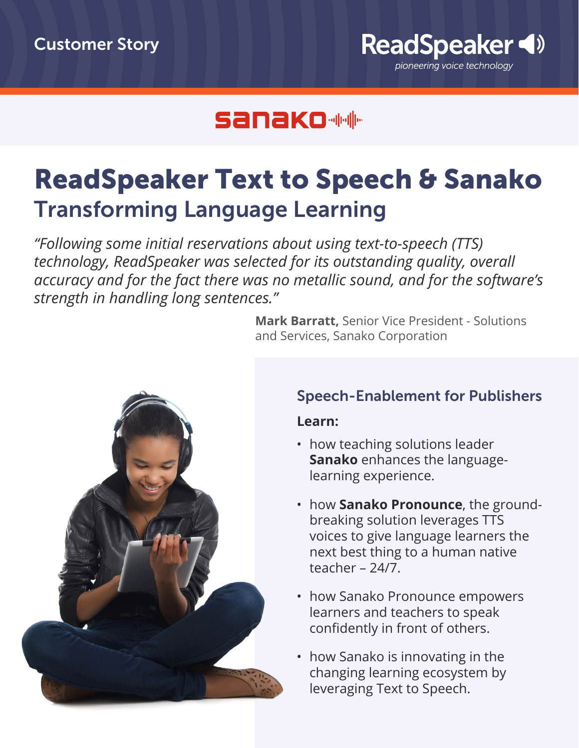Customer Story

ReadSpeaker

*pioneering voice technology*

sanako

# ReadSpeaker Text to Speech & Sanako

## Transforming Language Learning

*"Following some initial reservations about using text-to-speech (TTS) technology, ReadSpeaker was selected for its outstanding quality, overall accuracy and for the fact there was no metallic sound, and for the software's strength in handling long sentences."*

**Mark Barratt,** Senior Vice President - Solutions and Services, Sanako Corporation

### Speech-Enablement for Publishers

**Learn:**

- how teaching solutions leader **Sanako** enhances the language-learning experience.
- how **Sanako Pronounce**, the ground-breaking solution leverages TTS voices to give language learners the next best thing to a human native teacher – 24/7.
- how Sanako Pronounce empowers learners and teachers to speak confidently in front of others.
- how Sanako is innovating in the changing learning ecosystem by leveraging Text to Speech.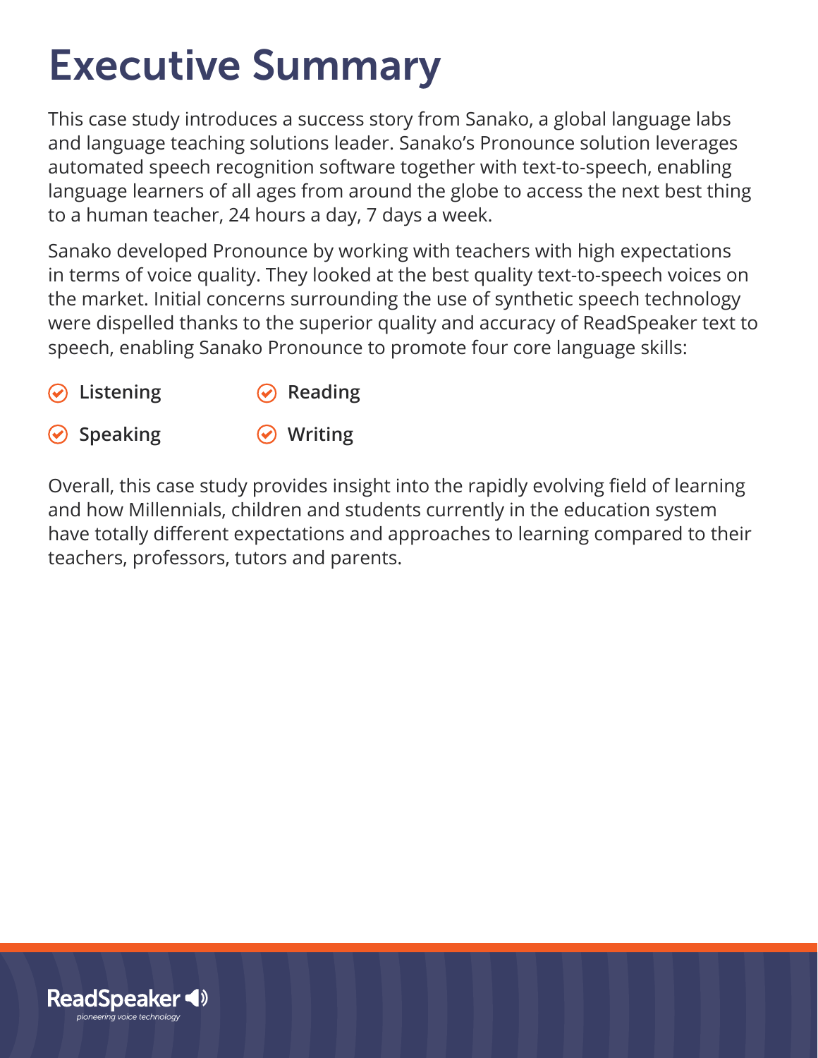# Executive Summary

This case study introduces a success story from Sanako, a global language labs and language teaching solutions leader. Sanako's Pronounce solution leverages automated speech recognition software together with text-to-speech, enabling language learners of all ages from around the globe to access the next best thing to a human teacher, 24 hours a day, 7 days a week.

Sanako developed Pronounce by working with teachers with high expectations in terms of voice quality. They looked at the best quality text-to-speech voices on the market. Initial concerns surrounding the use of synthetic speech technology were dispelled thanks to the superior quality and accuracy of ReadSpeaker text to speech, enabling Sanako Pronounce to promote four core language skills:

- **Listening**
- **Reading**
- **Speaking**
- **Writing**

Overall, this case study provides insight into the rapidly evolving field of learning and how Millennials, children and students currently in the education system have totally different expectations and approaches to learning compared to their teachers, professors, tutors and parents.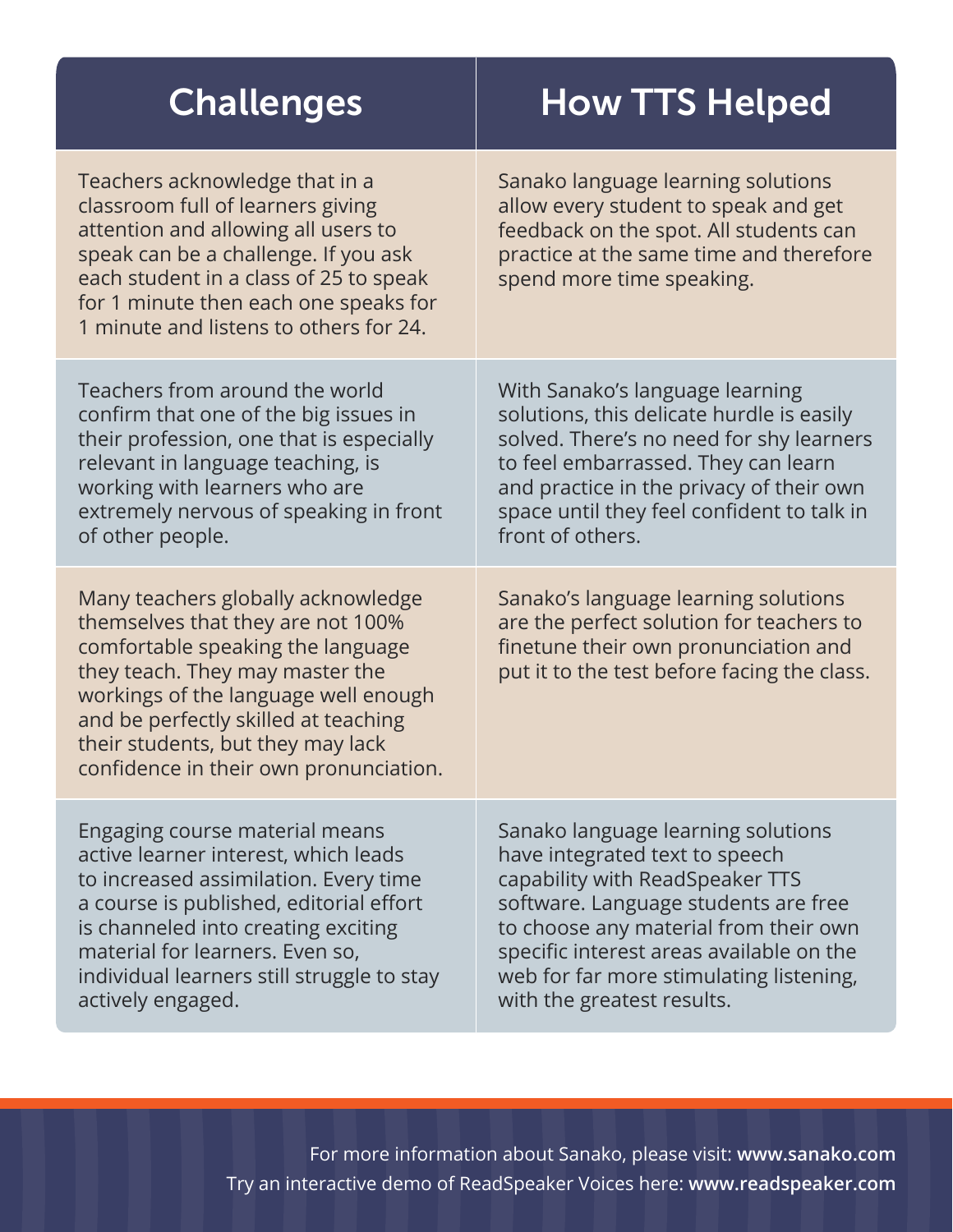| Challenges | How TTS Helped |
| --- | --- |
| Teachers acknowledge that in a classroom full of learners giving attention and allowing all users to speak can be a challenge. If you ask each student in a class of 25 to speak for 1 minute then each one speaks for 1 minute and listens to others for 24. | Sanako language learning solutions allow every student to speak and get feedback on the spot. All students can practice at the same time and therefore spend more time speaking. |
| Teachers from around the world confirm that one of the big issues in their profession, one that is especially relevant in language teaching, is working with learners who are extremely nervous of speaking in front of other people. | With Sanako's language learning solutions, this delicate hurdle is easily solved. There's no need for shy learners to feel embarrassed. They can learn and practice in the privacy of their own space until they feel confident to talk in front of others. |
| Many teachers globally acknowledge themselves that they are not 100% comfortable speaking the language they teach. They may master the workings of the language well enough and be perfectly skilled at teaching their students, but they may lack confidence in their own pronunciation. | Sanako's language learning solutions are the perfect solution for teachers to finetune their own pronunciation and put it to the test before facing the class. |
| Engaging course material means active learner interest, which leads to increased assimilation. Every time a course is published, editorial effort is channeled into creating exciting material for learners. Even so, individual learners still struggle to stay actively engaged. | Sanako language learning solutions have integrated text to speech capability with ReadSpeaker TTS software. Language students are free to choose any material from their own specific interest areas available on the web for far more stimulating listening, with the greatest results. |

For more information about Sanako, please visit: **www.sanako.com**

Try an interactive demo of ReadSpeaker Voices here: **www.readspeaker.com**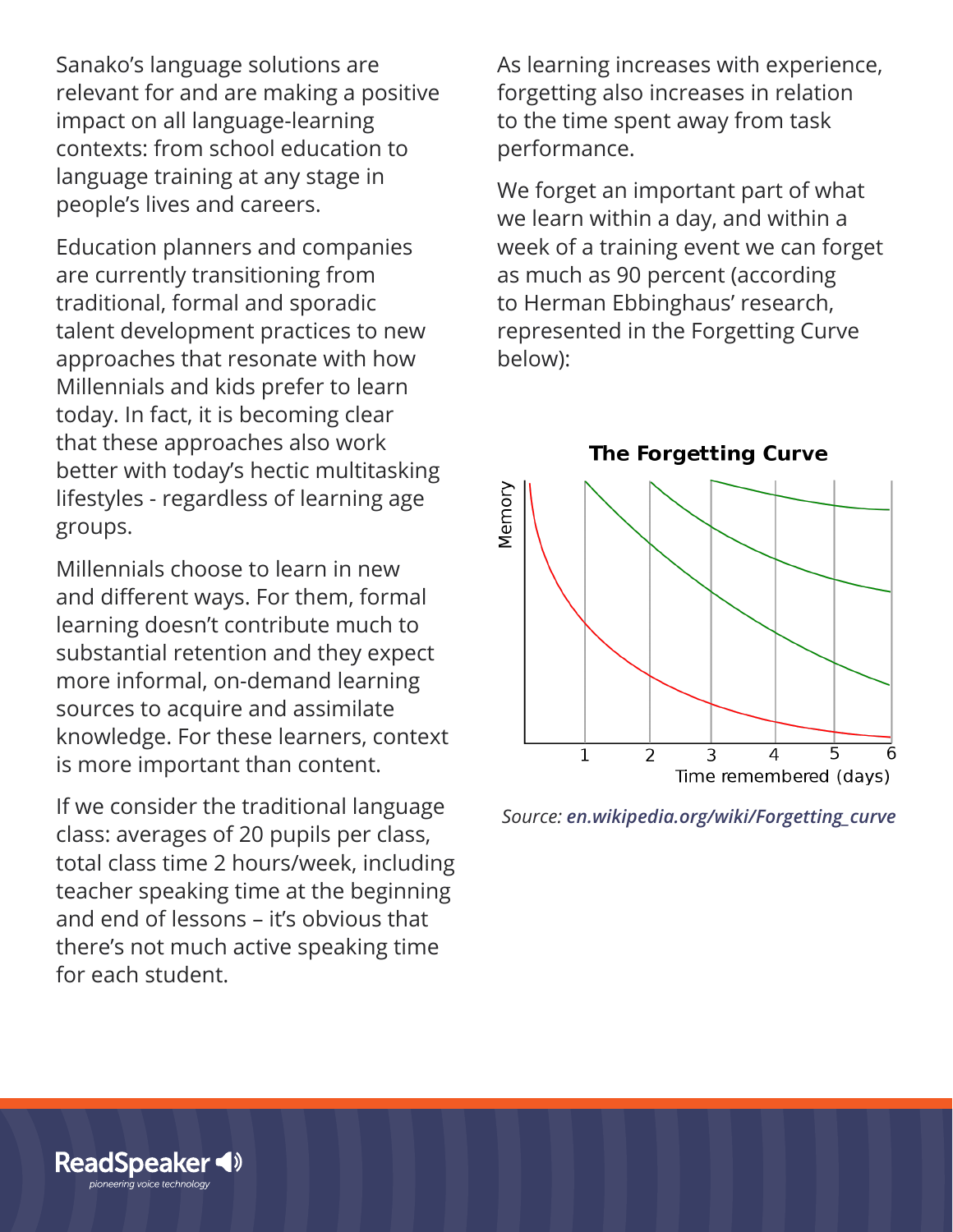Sanako's language solutions are relevant for and are making a positive impact on all language-learning contexts: from school education to language training at any stage in people's lives and careers.

Education planners and companies are currently transitioning from traditional, formal and sporadic talent development practices to new approaches that resonate with how Millennials and kids prefer to learn today. In fact, it is becoming clear that these approaches also work better with today's hectic multitasking lifestyles - regardless of learning age groups.

Millennials choose to learn in new and different ways. For them, formal learning doesn't contribute much to substantial retention and they expect more informal, on-demand learning sources to acquire and assimilate knowledge. For these learners, context is more important than content.

If we consider the traditional language class: averages of 20 pupils per class, total class time 2 hours/week, including teacher speaking time at the beginning and end of lessons – it's obvious that there's not much active speaking time for each student.

As learning increases with experience, forgetting also increases in relation to the time spent away from task performance.

We forget an important part of what we learn within a day, and within a week of a training event we can forget as much as 90 percent (according to Herman Ebbinghaus' research, represented in the Forgetting Curve below):

**The Forgetting Curve**

*Source: **en.wikipedia.org/wiki/Forgetting_curve***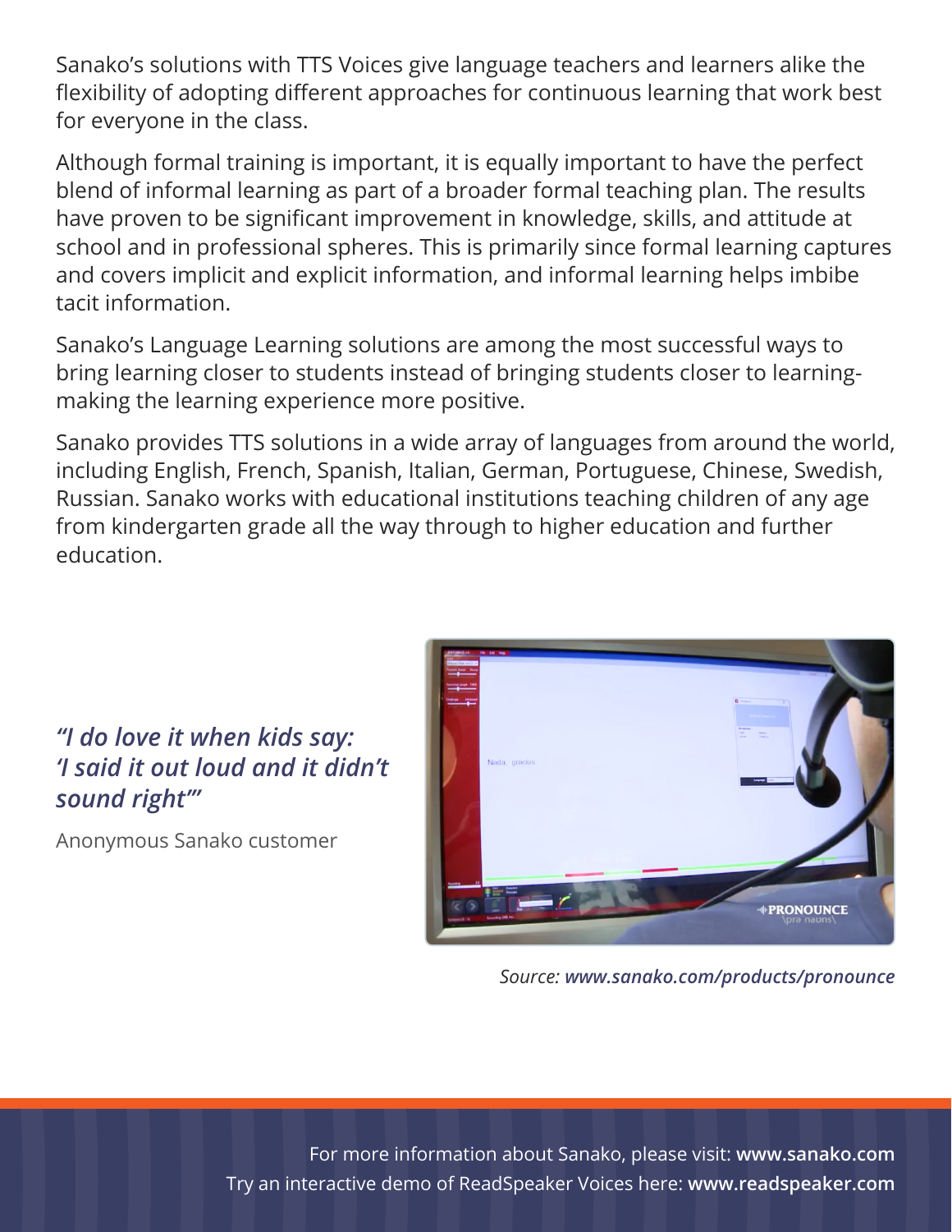Sanako's solutions with TTS Voices give language teachers and learners alike the flexibility of adopting different approaches for continuous learning that work best for everyone in the class.

Although formal training is important, it is equally important to have the perfect blend of informal learning as part of a broader formal teaching plan. The results have proven to be significant improvement in knowledge, skills, and attitude at school and in professional spheres. This is primarily since formal learning captures and covers implicit and explicit information, and informal learning helps imbibe tacit information.

Sanako's Language Learning solutions are among the most successful ways to bring learning closer to students instead of bringing students closer to learning-making the learning experience more positive.

Sanako provides TTS solutions in a wide array of languages from around the world, including English, French, Spanish, Italian, German, Portuguese, Chinese, Swedish, Russian. Sanako works with educational institutions teaching children of any age from kindergarten grade all the way through to higher education and further education.

***"I do love it when kids say: 'I said it out loud and it didn't sound right'"***

Anonymous Sanako customer

*Source:* ***www.sanako.com/products/pronounce***

For more information about Sanako, please visit: **www.sanako.com**
Try an interactive demo of ReadSpeaker Voices here: **www.readspeaker.com**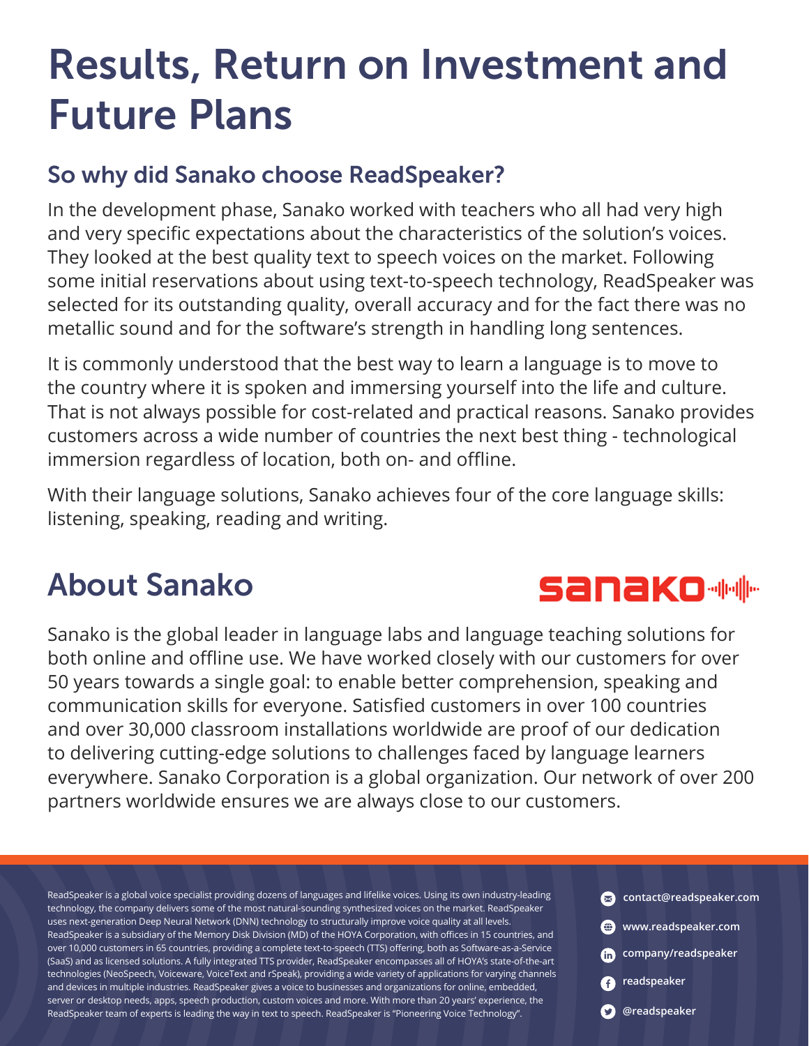# Results, Return on Investment and Future Plans

## So why did Sanako choose ReadSpeaker?

In the development phase, Sanako worked with teachers who all had very high and very specific expectations about the characteristics of the solution's voices. They looked at the best quality text to speech voices on the market. Following some initial reservations about using text-to-speech technology, ReadSpeaker was selected for its outstanding quality, overall accuracy and for the fact there was no metallic sound and for the software's strength in handling long sentences.

It is commonly understood that the best way to learn a language is to move to the country where it is spoken and immersing yourself into the life and culture. That is not always possible for cost-related and practical reasons. Sanako provides customers across a wide number of countries the next best thing - technological immersion regardless of location, both on- and offline.

With their language solutions, Sanako achieves four of the core language skills: listening, speaking, reading and writing.

## About Sanako

sanako

Sanako is the global leader in language labs and language teaching solutions for both online and offline use. We have worked closely with our customers for over 50 years towards a single goal: to enable better comprehension, speaking and communication skills for everyone. Satisfied customers in over 100 countries and over 30,000 classroom installations worldwide are proof of our dedication to delivering cutting-edge solutions to challenges faced by language learners everywhere. Sanako Corporation is a global organization. Our network of over 200 partners worldwide ensures we are always close to our customers.

ReadSpeaker is a global voice specialist providing dozens of languages and lifelike voices. Using its own industry-leading technology, the company delivers some of the most natural-sounding synthesized voices on the market. ReadSpeaker uses next-generation Deep Neural Network (DNN) technology to structurally improve voice quality at all levels. ReadSpeaker is a subsidiary of the Memory Disk Division (MD) of the HOYA Corporation, with offices in 15 countries, and over 10,000 customers in 65 countries, providing a complete text-to-speech (TTS) offering, both as Software-as-a-Service (SaaS) and as licensed solutions. A fully integrated TTS provider, ReadSpeaker encompasses all of HOYA's state-of-the-art technologies (NeoSpeech, Voiceware, VoiceText and rSpeak), providing a wide variety of applications for varying channels and devices in multiple industries. ReadSpeaker gives a voice to businesses and organizations for online, embedded, server or desktop needs, apps, speech production, custom voices and more. With more than 20 years' experience, the ReadSpeaker team of experts is leading the way in text to speech. ReadSpeaker is "Pioneering Voice Technology".

- contact@readspeaker.com
- www.readspeaker.com
- company/readspeaker
- readspeaker
- @readspeaker